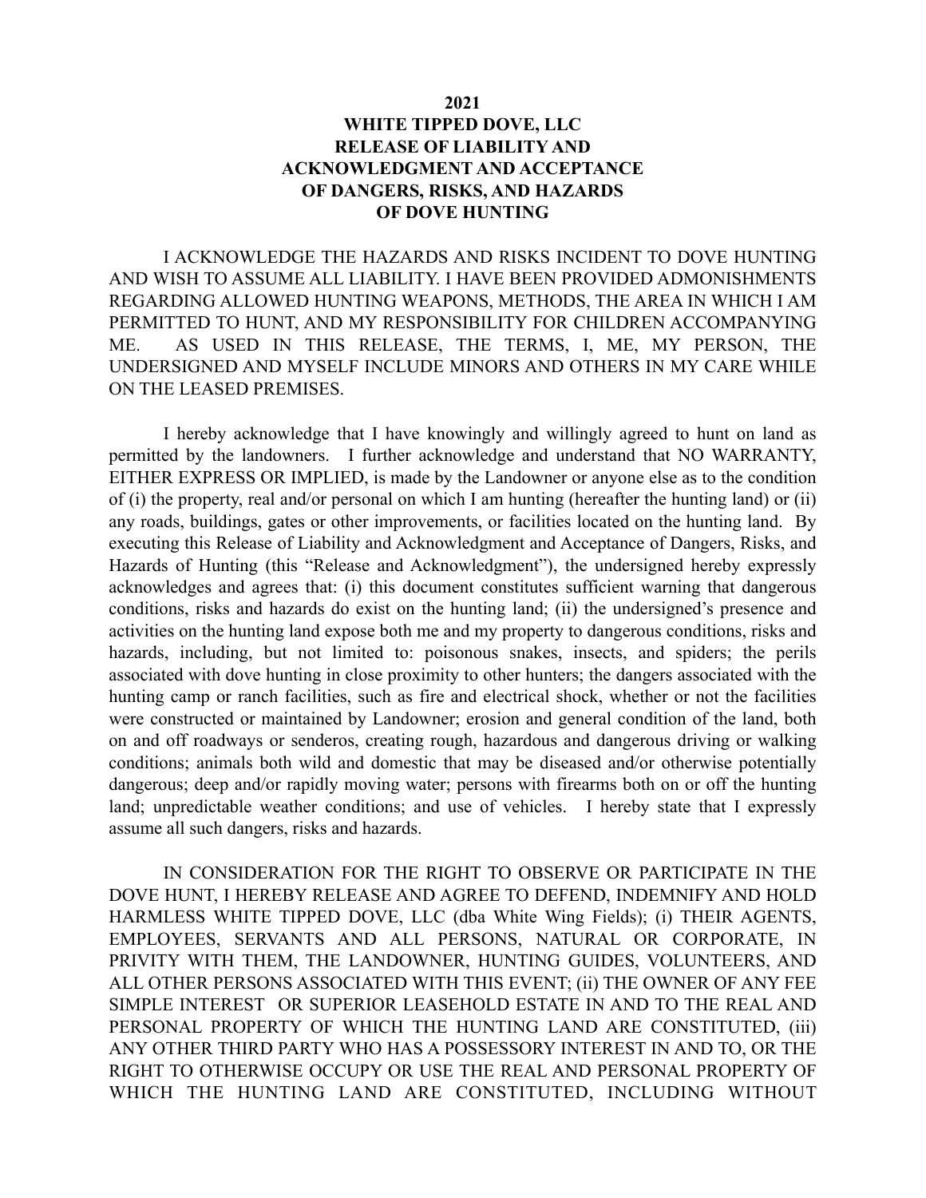**2021**
**WHITE TIPPED DOVE, LLC**
**RELEASE OF LIABILITY AND**
**ACKNOWLEDGMENT AND ACCEPTANCE**
**OF DANGERS, RISKS, AND HAZARDS**
**OF DOVE HUNTING**

I ACKNOWLEDGE THE HAZARDS AND RISKS INCIDENT TO DOVE HUNTING AND WISH TO ASSUME ALL LIABILITY. I HAVE BEEN PROVIDED ADMONISHMENTS REGARDING ALLOWED HUNTING WEAPONS, METHODS, THE AREA IN WHICH I AM PERMITTED TO HUNT, AND MY RESPONSIBILITY FOR CHILDREN ACCOMPANYING ME. AS USED IN THIS RELEASE, THE TERMS, I, ME, MY PERSON, THE UNDERSIGNED AND MYSELF INCLUDE MINORS AND OTHERS IN MY CARE WHILE ON THE LEASED PREMISES.

I hereby acknowledge that I have knowingly and willingly agreed to hunt on land as permitted by the landowners. I further acknowledge and understand that NO WARRANTY, EITHER EXPRESS OR IMPLIED, is made by the Landowner or anyone else as to the condition of (i) the property, real and/or personal on which I am hunting (hereafter the hunting land) or (ii) any roads, buildings, gates or other improvements, or facilities located on the hunting land. By executing this Release of Liability and Acknowledgment and Acceptance of Dangers, Risks, and Hazards of Hunting (this "Release and Acknowledgment"), the undersigned hereby expressly acknowledges and agrees that: (i) this document constitutes sufficient warning that dangerous conditions, risks and hazards do exist on the hunting land; (ii) the undersigned's presence and activities on the hunting land expose both me and my property to dangerous conditions, risks and hazards, including, but not limited to: poisonous snakes, insects, and spiders; the perils associated with dove hunting in close proximity to other hunters; the dangers associated with the hunting camp or ranch facilities, such as fire and electrical shock, whether or not the facilities were constructed or maintained by Landowner; erosion and general condition of the land, both on and off roadways or senderos, creating rough, hazardous and dangerous driving or walking conditions; animals both wild and domestic that may be diseased and/or otherwise potentially dangerous; deep and/or rapidly moving water; persons with firearms both on or off the hunting land; unpredictable weather conditions; and use of vehicles. I hereby state that I expressly assume all such dangers, risks and hazards.

IN CONSIDERATION FOR THE RIGHT TO OBSERVE OR PARTICIPATE IN THE DOVE HUNT, I HEREBY RELEASE AND AGREE TO DEFEND, INDEMNIFY AND HOLD HARMLESS WHITE TIPPED DOVE, LLC (dba White Wing Fields); (i) THEIR AGENTS, EMPLOYEES, SERVANTS AND ALL PERSONS, NATURAL OR CORPORATE, IN PRIVITY WITH THEM, THE LANDOWNER, HUNTING GUIDES, VOLUNTEERS, AND ALL OTHER PERSONS ASSOCIATED WITH THIS EVENT; (ii) THE OWNER OF ANY FEE SIMPLE INTEREST OR SUPERIOR LEASEHOLD ESTATE IN AND TO THE REAL AND PERSONAL PROPERTY OF WHICH THE HUNTING LAND ARE CONSTITUTED, (iii) ANY OTHER THIRD PARTY WHO HAS A POSSESSORY INTEREST IN AND TO, OR THE RIGHT TO OTHERWISE OCCUPY OR USE THE REAL AND PERSONAL PROPERTY OF WHICH THE HUNTING LAND ARE CONSTITUTED, INCLUDING WITHOUT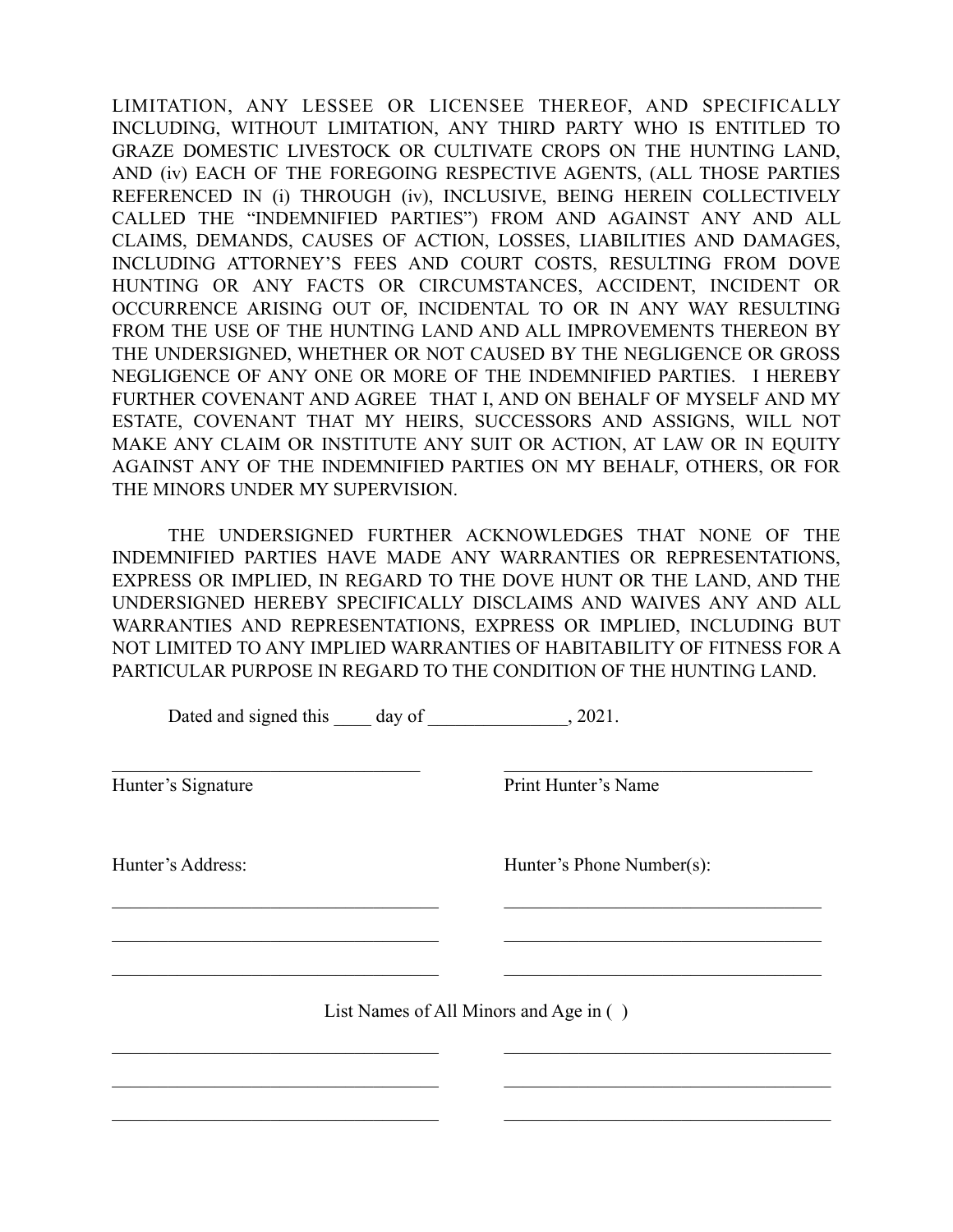LIMITATION, ANY LESSEE OR LICENSEE THEREOF, AND SPECIFICALLY INCLUDING, WITHOUT LIMITATION, ANY THIRD PARTY WHO IS ENTITLED TO GRAZE DOMESTIC LIVESTOCK OR CULTIVATE CROPS ON THE HUNTING LAND, AND (iv) EACH OF THE FOREGOING RESPECTIVE AGENTS, (ALL THOSE PARTIES REFERENCED IN (i) THROUGH (iv), INCLUSIVE, BEING HEREIN COLLECTIVELY CALLED THE "INDEMNIFIED PARTIES") FROM AND AGAINST ANY AND ALL CLAIMS, DEMANDS, CAUSES OF ACTION, LOSSES, LIABILITIES AND DAMAGES, INCLUDING ATTORNEY'S FEES AND COURT COSTS, RESULTING FROM DOVE HUNTING OR ANY FACTS OR CIRCUMSTANCES, ACCIDENT, INCIDENT OR OCCURRENCE ARISING OUT OF, INCIDENTAL TO OR IN ANY WAY RESULTING FROM THE USE OF THE HUNTING LAND AND ALL IMPROVEMENTS THEREON BY THE UNDERSIGNED, WHETHER OR NOT CAUSED BY THE NEGLIGENCE OR GROSS NEGLIGENCE OF ANY ONE OR MORE OF THE INDEMNIFIED PARTIES. I HEREBY FURTHER COVENANT AND AGREE THAT I, AND ON BEHALF OF MYSELF AND MY ESTATE, COVENANT THAT MY HEIRS, SUCCESSORS AND ASSIGNS, WILL NOT MAKE ANY CLAIM OR INSTITUTE ANY SUIT OR ACTION, AT LAW OR IN EQUITY AGAINST ANY OF THE INDEMNIFIED PARTIES ON MY BEHALF, OTHERS, OR FOR THE MINORS UNDER MY SUPERVISION.

THE UNDERSIGNED FURTHER ACKNOWLEDGES THAT NONE OF THE INDEMNIFIED PARTIES HAVE MADE ANY WARRANTIES OR REPRESENTATIONS, EXPRESS OR IMPLIED, IN REGARD TO THE DOVE HUNT OR THE LAND, AND THE UNDERSIGNED HEREBY SPECIFICALLY DISCLAIMS AND WAIVES ANY AND ALL WARRANTIES AND REPRESENTATIONS, EXPRESS OR IMPLIED, INCLUDING BUT NOT LIMITED TO ANY IMPLIED WARRANTIES OF HABITABILITY OF FITNESS FOR A PARTICULAR PURPOSE IN REGARD TO THE CONDITION OF THE HUNTING LAND.

Dated and signed this ____ day of _______________, 2021.

__________________________________ __________________________________

Hunter's Signature Print Hunter's Name

Hunter's Address: Hunter's Phone Number(s):

__________________________________ __________________________________

__________________________________ __________________________________

__________________________________ __________________________________

List Names of All Minors and Age in ( )

__________________________________ __________________________________

__________________________________ __________________________________

__________________________________ __________________________________